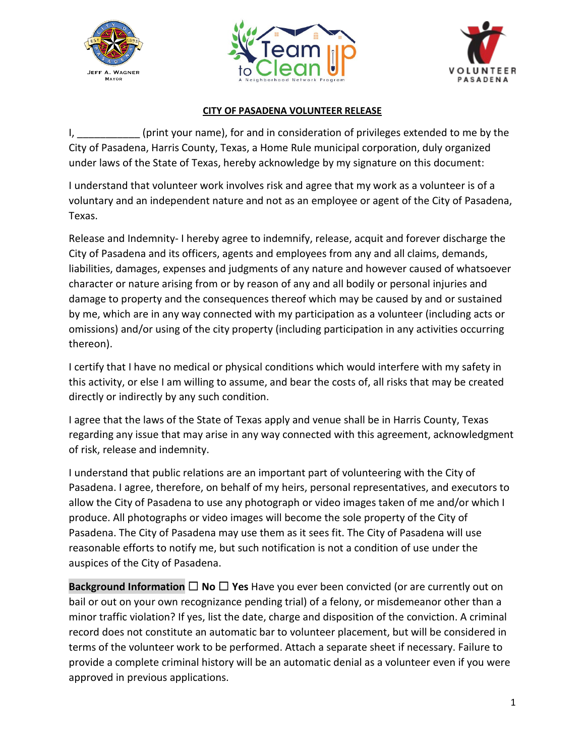JEFF A. WAGNER
MAYOR

Team Up to Clean
A Neighborhood Network Program

VOLUNTEER PASADENA

## CITY OF PASADENA VOLUNTEER RELEASE

I, ___________ (print your name), for and in consideration of privileges extended to me by the City of Pasadena, Harris County, Texas, a Home Rule municipal corporation, duly organized under laws of the State of Texas, hereby acknowledge by my signature on this document:

I understand that volunteer work involves risk and agree that my work as a volunteer is of a voluntary and an independent nature and not as an employee or agent of the City of Pasadena, Texas.

Release and Indemnity- I hereby agree to indemnify, release, acquit and forever discharge the City of Pasadena and its officers, agents and employees from any and all claims, demands, liabilities, damages, expenses and judgments of any nature and however caused of whatsoever character or nature arising from or by reason of any and all bodily or personal injuries and damage to property and the consequences thereof which may be caused by and or sustained by me, which are in any way connected with my participation as a volunteer (including acts or omissions) and/or using of the city property (including participation in any activities occurring thereon).

I certify that I have no medical or physical conditions which would interfere with my safety in this activity, or else I am willing to assume, and bear the costs of, all risks that may be created directly or indirectly by any such condition.

I agree that the laws of the State of Texas apply and venue shall be in Harris County, Texas regarding any issue that may arise in any way connected with this agreement, acknowledgment of risk, release and indemnity.

I understand that public relations are an important part of volunteering with the City of Pasadena. I agree, therefore, on behalf of my heirs, personal representatives, and executors to allow the City of Pasadena to use any photograph or video images taken of me and/or which I produce. All photographs or video images will become the sole property of the City of Pasadena. The City of Pasadena may use them as it sees fit. The City of Pasadena will use reasonable efforts to notify me, but such notification is not a condition of use under the auspices of the City of Pasadena.

**Background Information** ☐ **No** ☐ **Yes** Have you ever been convicted (or are currently out on bail or out on your own recognizance pending trial) of a felony, or misdemeanor other than a minor traffic violation? If yes, list the date, charge and disposition of the conviction. A criminal record does not constitute an automatic bar to volunteer placement, but will be considered in terms of the volunteer work to be performed. Attach a separate sheet if necessary. Failure to provide a complete criminal history will be an automatic denial as a volunteer even if you were approved in previous applications.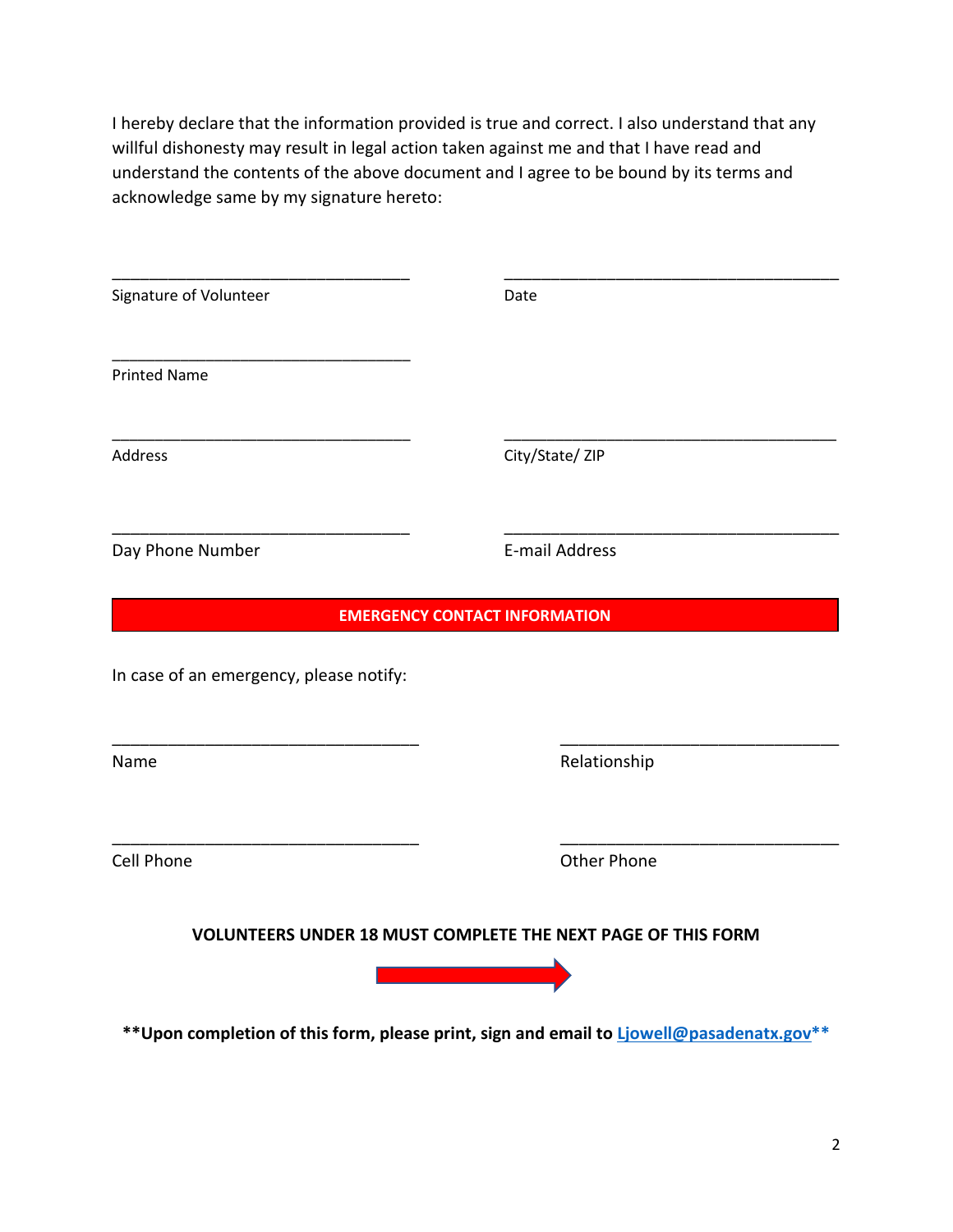I hereby declare that the information provided is true and correct. I also understand that any willful dishonesty may result in legal action taken against me and that I have read and understand the contents of the above document and I agree to be bound by its terms and acknowledge same by my signature hereto:

\_\_\_\_\_\_\_\_\_\_\_\_\_\_\_\_\_\_\_\_\_\_\_\_\_\_\_\_\_\_\_\_\_\_\_ &nbsp;&nbsp;&nbsp;&nbsp; \_\_\_\_\_\_\_\_\_\_\_\_\_\_\_\_\_\_\_\_\_\_\_\_\_\_\_\_\_\_\_\_\_\_\_\_\_\_\_
Signature of Volunteer &nbsp;&nbsp;&nbsp;&nbsp; Date

\_\_\_\_\_\_\_\_\_\_\_\_\_\_\_\_\_\_\_\_\_\_\_\_\_\_\_\_\_\_\_\_\_\_\_
Printed Name

\_\_\_\_\_\_\_\_\_\_\_\_\_\_\_\_\_\_\_\_\_\_\_\_\_\_\_\_\_\_\_\_\_\_\_ &nbsp;&nbsp;&nbsp;&nbsp; \_\_\_\_\_\_\_\_\_\_\_\_\_\_\_\_\_\_\_\_\_\_\_\_\_\_\_\_\_\_\_\_\_\_\_\_\_\_\_
Address &nbsp;&nbsp;&nbsp;&nbsp; City/State/ ZIP

\_\_\_\_\_\_\_\_\_\_\_\_\_\_\_\_\_\_\_\_\_\_\_\_\_\_\_\_\_\_\_\_\_\_\_ &nbsp;&nbsp;&nbsp;&nbsp; \_\_\_\_\_\_\_\_\_\_\_\_\_\_\_\_\_\_\_\_\_\_\_\_\_\_\_\_\_\_\_\_\_\_\_\_\_\_\_
Day Phone Number &nbsp;&nbsp;&nbsp;&nbsp; E-mail Address

## EMERGENCY CONTACT INFORMATION

In case of an emergency, please notify:

\_\_\_\_\_\_\_\_\_\_\_\_\_\_\_\_\_\_\_\_\_\_\_\_\_\_\_\_\_\_\_\_\_\_\_ &nbsp;&nbsp;&nbsp;&nbsp; \_\_\_\_\_\_\_\_\_\_\_\_\_\_\_\_\_\_\_\_\_\_\_\_\_\_\_\_\_\_\_\_
Name &nbsp;&nbsp;&nbsp;&nbsp; Relationship

\_\_\_\_\_\_\_\_\_\_\_\_\_\_\_\_\_\_\_\_\_\_\_\_\_\_\_\_\_\_\_\_\_\_\_ &nbsp;&nbsp;&nbsp;&nbsp; \_\_\_\_\_\_\_\_\_\_\_\_\_\_\_\_\_\_\_\_\_\_\_\_\_\_\_\_\_\_\_\_
Cell Phone &nbsp;&nbsp;&nbsp;&nbsp; Other Phone

**VOLUNTEERS UNDER 18 MUST COMPLETE THE NEXT PAGE OF THIS FORM**

**\*\*Upon completion of this form, please print, sign and email to [Ljowell@pasadenatx.gov](mailto:Ljowell@pasadenatx.gov)\*\***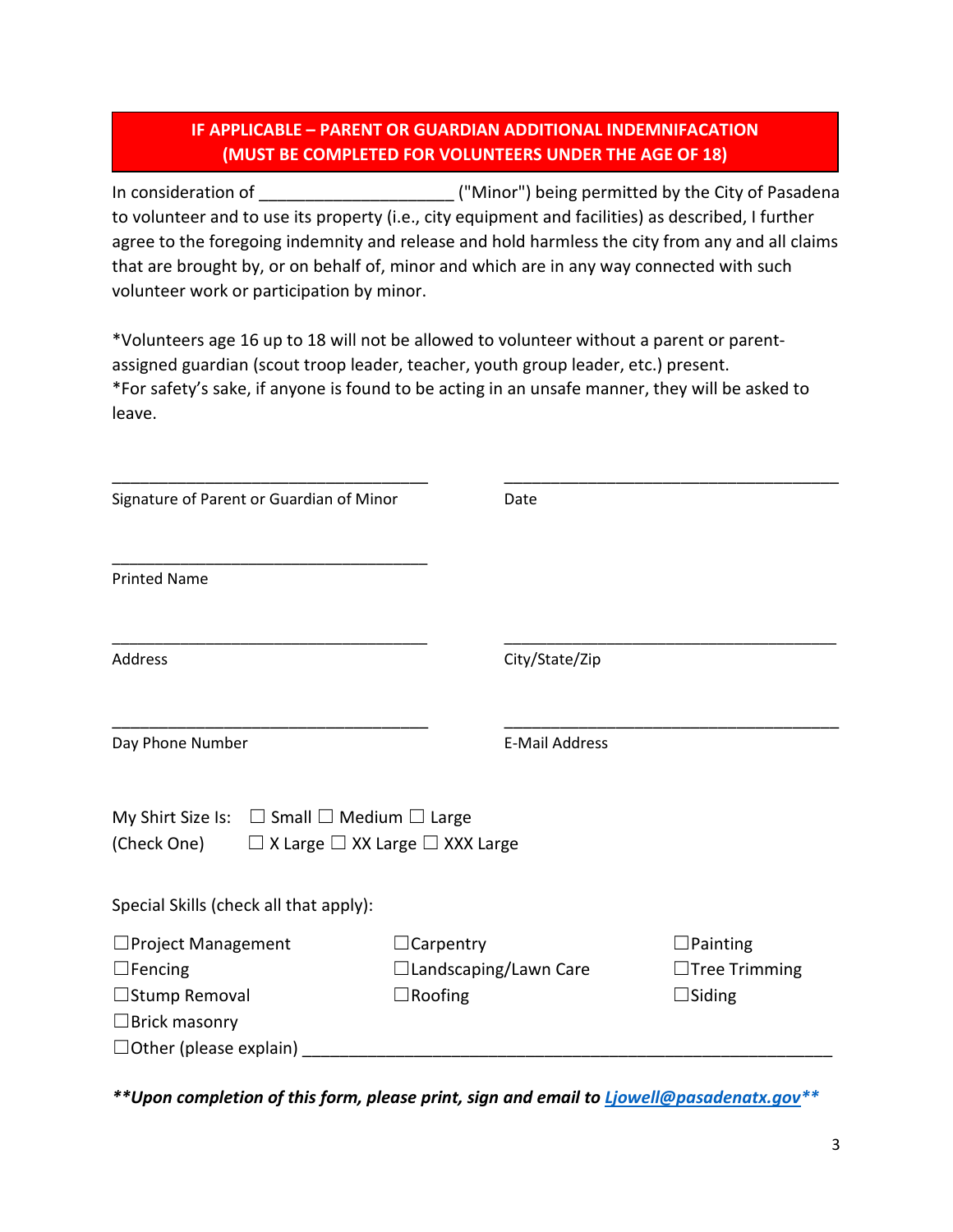## IF APPLICABLE – PARENT OR GUARDIAN ADDITIONAL INDEMNIFACATION (MUST BE COMPLETED FOR VOLUNTEERS UNDER THE AGE OF 18)

In consideration of ____________________ ("Minor") being permitted by the City of Pasadena to volunteer and to use its property (i.e., city equipment and facilities) as described, I further agree to the foregoing indemnity and release and hold harmless the city from any and all claims that are brought by, or on behalf of, minor and which are in any way connected with such volunteer work or participation by minor.

*Volunteers age 16 up to 18 will not be allowed to volunteer without a parent or parent-assigned guardian (scout troop leader, teacher, youth group leader, etc.) present.
*For safety's sake, if anyone is found to be acting in an unsafe manner, they will be asked to leave.

___________________________________
Signature of Parent or Guardian of Minor

___________________________________
Date

___________________________________
Printed Name

___________________________________
Address

___________________________________
City/State/Zip

___________________________________
Day Phone Number

___________________________________
E-Mail Address

My Shirt Size Is: ☐ Small ☐ Medium ☐ Large
(Check One) ☐ X Large ☐ XX Large ☐ XXX Large

Special Skills (check all that apply):

☐Project Management
☐Fencing
☐Stump Removal
☐Brick masonry
☐Carpentry
☐Landscaping/Lawn Care
☐Roofing
☐Painting
☐Tree Trimming
☐Siding
☐Other (please explain) ___________________________________________________________

***Upon completion of this form, please print, sign and email to [Ljowell@pasadenatx.gov](mailto:Ljowell@pasadenatx.gov)***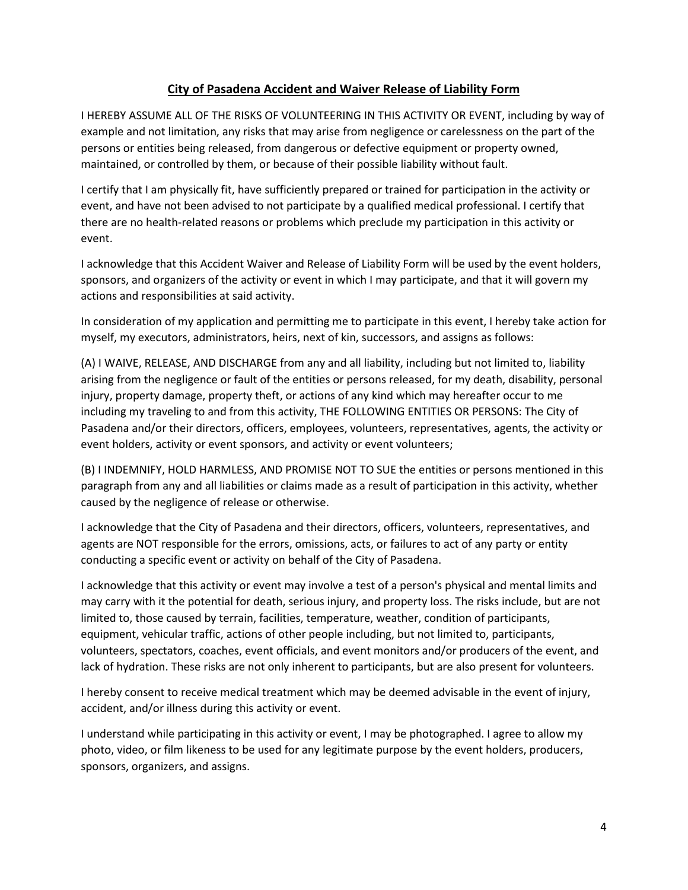## City of Pasadena Accident and Waiver Release of Liability Form

I HEREBY ASSUME ALL OF THE RISKS OF VOLUNTEERING IN THIS ACTIVITY OR EVENT, including by way of example and not limitation, any risks that may arise from negligence or carelessness on the part of the persons or entities being released, from dangerous or defective equipment or property owned, maintained, or controlled by them, or because of their possible liability without fault.

I certify that I am physically fit, have sufficiently prepared or trained for participation in the activity or event, and have not been advised to not participate by a qualified medical professional. I certify that there are no health-related reasons or problems which preclude my participation in this activity or event.

I acknowledge that this Accident Waiver and Release of Liability Form will be used by the event holders, sponsors, and organizers of the activity or event in which I may participate, and that it will govern my actions and responsibilities at said activity.

In consideration of my application and permitting me to participate in this event, I hereby take action for myself, my executors, administrators, heirs, next of kin, successors, and assigns as follows:

(A) I WAIVE, RELEASE, AND DISCHARGE from any and all liability, including but not limited to, liability arising from the negligence or fault of the entities or persons released, for my death, disability, personal injury, property damage, property theft, or actions of any kind which may hereafter occur to me including my traveling to and from this activity, THE FOLLOWING ENTITIES OR PERSONS: The City of Pasadena and/or their directors, officers, employees, volunteers, representatives, agents, the activity or event holders, activity or event sponsors, and activity or event volunteers;

(B) I INDEMNIFY, HOLD HARMLESS, AND PROMISE NOT TO SUE the entities or persons mentioned in this paragraph from any and all liabilities or claims made as a result of participation in this activity, whether caused by the negligence of release or otherwise.

I acknowledge that the City of Pasadena and their directors, officers, volunteers, representatives, and agents are NOT responsible for the errors, omissions, acts, or failures to act of any party or entity conducting a specific event or activity on behalf of the City of Pasadena.

I acknowledge that this activity or event may involve a test of a person's physical and mental limits and may carry with it the potential for death, serious injury, and property loss. The risks include, but are not limited to, those caused by terrain, facilities, temperature, weather, condition of participants, equipment, vehicular traffic, actions of other people including, but not limited to, participants, volunteers, spectators, coaches, event officials, and event monitors and/or producers of the event, and lack of hydration. These risks are not only inherent to participants, but are also present for volunteers.

I hereby consent to receive medical treatment which may be deemed advisable in the event of injury, accident, and/or illness during this activity or event.

I understand while participating in this activity or event, I may be photographed. I agree to allow my photo, video, or film likeness to be used for any legitimate purpose by the event holders, producers, sponsors, organizers, and assigns.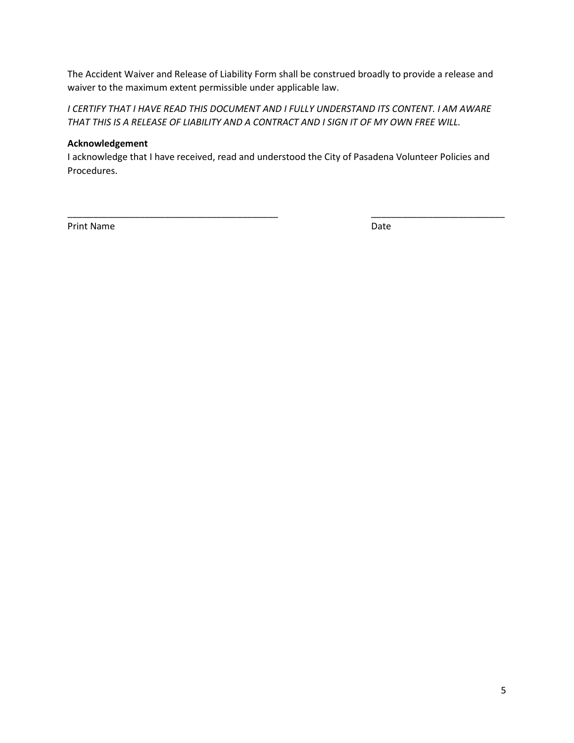The Accident Waiver and Release of Liability Form shall be construed broadly to provide a release and waiver to the maximum extent permissible under applicable law.

*I CERTIFY THAT I HAVE READ THIS DOCUMENT AND I FULLY UNDERSTAND ITS CONTENT. I AM AWARE THAT THIS IS A RELEASE OF LIABILITY AND A CONTRACT AND I SIGN IT OF MY OWN FREE WILL.*

**Acknowledgement**

I acknowledge that I have received, read and understood the City of Pasadena Volunteer Policies and Procedures.

\_\_\_\_\_\_\_\_\_\_\_\_\_\_\_\_\_\_\_\_\_\_\_\_\_\_\_\_\_\_\_\_\_\_\_\_\_\_\_\_\_\_ \_\_\_\_\_\_\_\_\_\_\_\_\_\_\_\_\_\_\_\_\_\_\_\_\_\_\_

Print Name Date